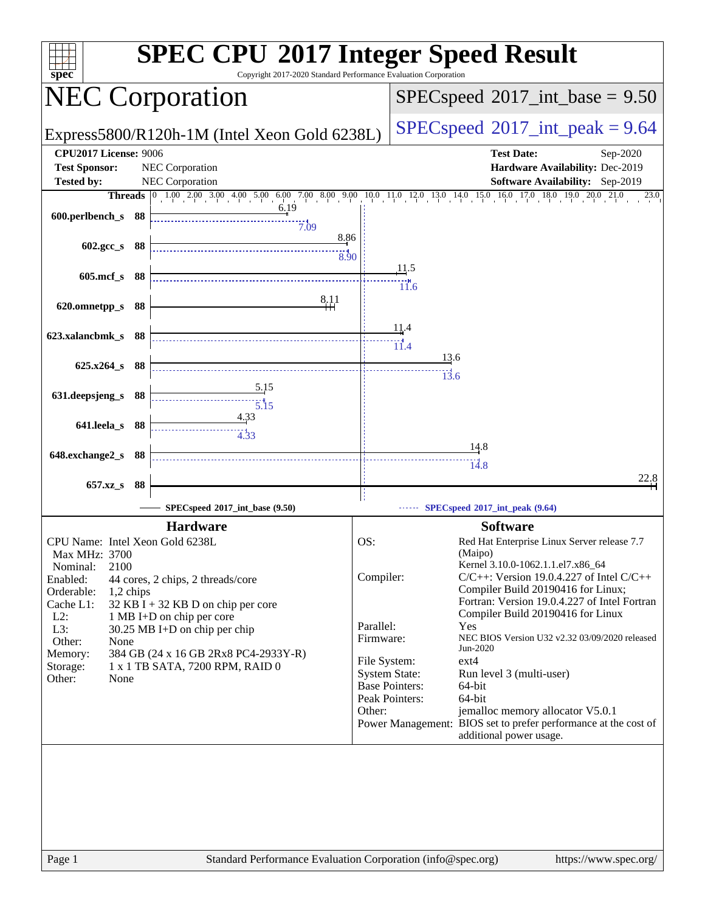# SPEC CPU 2017 Integer Speed Result

Copyright 2017-2020 Standard Performance Evaluation Corporation

## NEC Corporation

Express5800/R120h-1M (Intel Xeon Gold 6238L)

SPECspeed 2017_int_base = 9.50

SPECspeed 2017_int_peak = 9.64

**CPU2017 License:** 9006
**Test Sponsor:** NEC Corporation
**Tested by:** NEC Corporation

**Test Date:** Sep-2020
**Hardware Availability:** Dec-2019
**Software Availability:** Sep-2019

| Benchmark | Threads | Base | Peak |
|---|---|---|---|
| 600.perlbench_s | 88 | 6.19 | 7.09 |
| 602.gcc_s | 88 | 8.86 | 8.90 |
| 605.mcf_s | 88 | 11.5 | 11.6 |
| 620.omnetpp_s | 88 | 8.11 | |
| 623.xalancbmk_s | 88 | 11.4 | 11.4 |
| 625.x264_s | 88 | 13.6 | 13.6 |
| 631.deepsjeng_s | 88 | 5.15 | 5.15 |
| 641.leela_s | 88 | 4.33 | 4.33 |
| 648.exchange2_s | 88 | 14.8 | 14.8 |
| 657.xz_s | 88 | 22.8 | |

SPECspeed 2017_int_base (9.50) — SPECspeed 2017_int_peak (9.64)

## Hardware

| | |
|---|---|
| CPU Name: | Intel Xeon Gold 6238L |
| Max MHz: | 3700 |
| Nominal: | 2100 |
| Enabled: | 44 cores, 2 chips, 2 threads/core |
| Orderable: | 1,2 chips |
| Cache L1: | 32 KB I + 32 KB D on chip per core |
| L2: | 1 MB I+D on chip per core |
| L3: | 30.25 MB I+D on chip per chip |
| Other: | None |
| Memory: | 384 GB (24 x 16 GB 2Rx8 PC4-2933Y-R) |
| Storage: | 1 x 1 TB SATA, 7200 RPM, RAID 0 |
| Other: | None |

## Software

| | |
|---|---|
| OS: | Red Hat Enterprise Linux Server release 7.7 (Maipo) Kernel 3.10.0-1062.1.1.el7.x86_64 |
| Compiler: | C/C++: Version 19.0.4.227 of Intel C/C++ Compiler Build 20190416 for Linux; Fortran: Version 19.0.4.227 of Intel Fortran Compiler Build 20190416 for Linux |
| Parallel: | Yes |
| Firmware: | NEC BIOS Version U32 v2.32 03/09/2020 released Jun-2020 |
| File System: | ext4 |
| System State: | Run level 3 (multi-user) |
| Base Pointers: | 64-bit |
| Peak Pointers: | 64-bit |
| Other: | jemalloc memory allocator V5.0.1 |
| Power Management: | BIOS set to prefer performance at the cost of additional power usage. |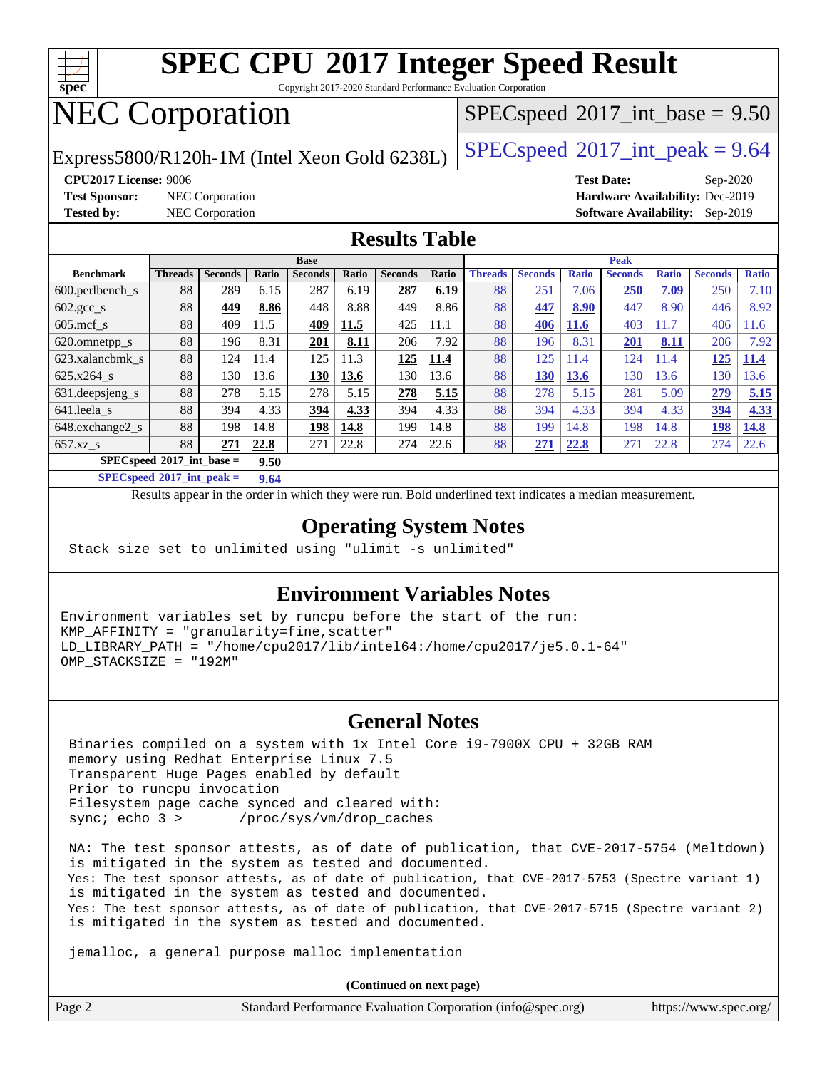# SPEC CPU 2017 Integer Speed Result

Copyright 2017-2020 Standard Performance Evaluation Corporation

# NEC Corporation

Express5800/R120h-1M (Intel Xeon Gold 6238L)

SPECspeed 2017_int_base = 9.50

SPECspeed 2017_int_peak = 9.64

**CPU2017 License:** 9006
**Test Sponsor:** NEC Corporation
**Tested by:** NEC Corporation

**Test Date:** Sep-2020
**Hardware Availability:** Dec-2019
**Software Availability:** Sep-2019

## Results Table

| | Base | | | | | | | Peak | | | | | | |
|---|---|---|---|---|---|---|---|---|---|---|---|---|---|---|
| **Benchmark** | **Threads** | **Seconds** | **Ratio** | **Seconds** | **Ratio** | **Seconds** | **Ratio** | **Threads** | **Seconds** | **Ratio** | **Seconds** | **Ratio** | **Seconds** | **Ratio** |
| 600.perlbench_s | 88 | 289 | 6.15 | 287 | 6.19 | **287** | **6.19** | 88 | 251 | 7.06 | **250** | **7.09** | 250 | 7.10 |
| 602.gcc_s | 88 | **449** | **8.86** | 448 | 8.88 | 449 | 8.86 | 88 | **447** | **8.90** | 447 | 8.90 | 446 | 8.92 |
| 605.mcf_s | 88 | 409 | 11.5 | **409** | **11.5** | 425 | 11.1 | 88 | **406** | **11.6** | 403 | 11.7 | 406 | 11.6 |
| 620.omnetpp_s | 88 | 196 | 8.31 | **201** | **8.11** | 206 | 7.92 | 88 | 196 | 8.31 | **201** | **8.11** | 206 | 7.92 |
| 623.xalancbmk_s | 88 | 124 | 11.4 | 125 | 11.3 | **125** | **11.4** | 88 | 125 | 11.4 | 124 | 11.4 | **125** | **11.4** |
| 625.x264_s | 88 | 130 | 13.6 | **130** | **13.6** | 130 | 13.6 | 88 | **130** | **13.6** | 130 | 13.6 | 130 | 13.6 |
| 631.deepsjeng_s | 88 | 278 | 5.15 | 278 | 5.15 | **278** | **5.15** | 88 | 278 | 5.15 | 281 | 5.09 | **279** | **5.15** |
| 641.leela_s | 88 | 394 | 4.33 | **394** | **4.33** | 394 | 4.33 | 88 | 394 | 4.33 | 394 | 4.33 | **394** | **4.33** |
| 648.exchange2_s | 88 | 198 | 14.8 | **198** | **14.8** | 199 | 14.8 | 88 | 199 | 14.8 | 198 | 14.8 | **198** | **14.8** |
| 657.xz_s | 88 | **271** | **22.8** | 271 | 22.8 | 274 | 22.6 | 88 | **271** | **22.8** | 271 | 22.8 | 274 | 22.6 |

**SPECspeed 2017_int_base = 9.50**

**SPECspeed 2017_int_peak = 9.64**

Results appear in the order in which they were run. Bold underlined text indicates a median measurement.

## Operating System Notes

```
Stack size set to unlimited using "ulimit -s unlimited"
```

## Environment Variables Notes

```
Environment variables set by runcpu before the start of the run:
KMP_AFFINITY = "granularity=fine,scatter"
LD_LIBRARY_PATH = "/home/cpu2017/lib/intel64:/home/cpu2017/je5.0.1-64"
OMP_STACKSIZE = "192M"
```

## General Notes

```
Binaries compiled on a system with 1x Intel Core i9-7900X CPU + 32GB RAM
memory using Redhat Enterprise Linux 7.5
Transparent Huge Pages enabled by default
Prior to runcpu invocation
Filesystem page cache synced and cleared with:
sync; echo 3 >       /proc/sys/vm/drop_caches

NA: The test sponsor attests, as of date of publication, that CVE-2017-5754 (Meltdown)
is mitigated in the system as tested and documented.
Yes: The test sponsor attests, as of date of publication, that CVE-2017-5753 (Spectre variant 1)
is mitigated in the system as tested and documented.
Yes: The test sponsor attests, as of date of publication, that CVE-2017-5715 (Spectre variant 2)
is mitigated in the system as tested and documented.

jemalloc, a general purpose malloc implementation
```

**(Continued on next page)**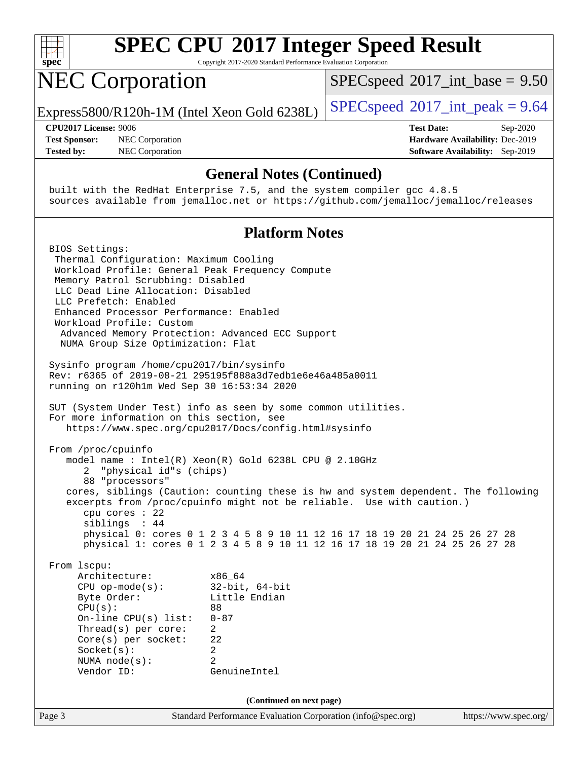## General Notes (Continued)

```
built with the RedHat Enterprise 7.5, and the system compiler gcc 4.8.5
sources available from jemalloc.net or https://github.com/jemalloc/jemalloc/releases
```

## Platform Notes

```
BIOS Settings:
 Thermal Configuration: Maximum Cooling
 Workload Profile: General Peak Frequency Compute
 Memory Patrol Scrubbing: Disabled
 LLC Dead Line Allocation: Disabled
 LLC Prefetch: Enabled
 Enhanced Processor Performance: Enabled
 Workload Profile: Custom
  Advanced Memory Protection: Advanced ECC Support
  NUMA Group Size Optimization: Flat

Sysinfo program /home/cpu2017/bin/sysinfo
Rev: r6365 of 2019-08-21 295195f888a3d7edb1e6e46a485a0011
running on r120h1m Wed Sep 30 16:53:34 2020

SUT (System Under Test) info as seen by some common utilities.
For more information on this section, see
   https://www.spec.org/cpu2017/Docs/config.html#sysinfo

From /proc/cpuinfo
   model name : Intel(R) Xeon(R) Gold 6238L CPU @ 2.10GHz
      2  "physical id"s (chips)
      88 "processors"
   cores, siblings (Caution: counting these is hw and system dependent. The following
   excerpts from /proc/cpuinfo might not be reliable.  Use with caution.)
      cpu cores : 22
      siblings  : 44
      physical 0: cores 0 1 2 3 4 5 8 9 10 11 12 16 17 18 19 20 21 24 25 26 27 28
      physical 1: cores 0 1 2 3 4 5 8 9 10 11 12 16 17 18 19 20 21 24 25 26 27 28

From lscpu:
     Architecture:          x86_64
     CPU op-mode(s):        32-bit, 64-bit
     Byte Order:            Little Endian
     CPU(s):                88
     On-line CPU(s) list:   0-87
     Thread(s) per core:    2
     Core(s) per socket:    22
     Socket(s):             2
     NUMA node(s):          2
     Vendor ID:             GenuineIntel
```

(Continued on next page)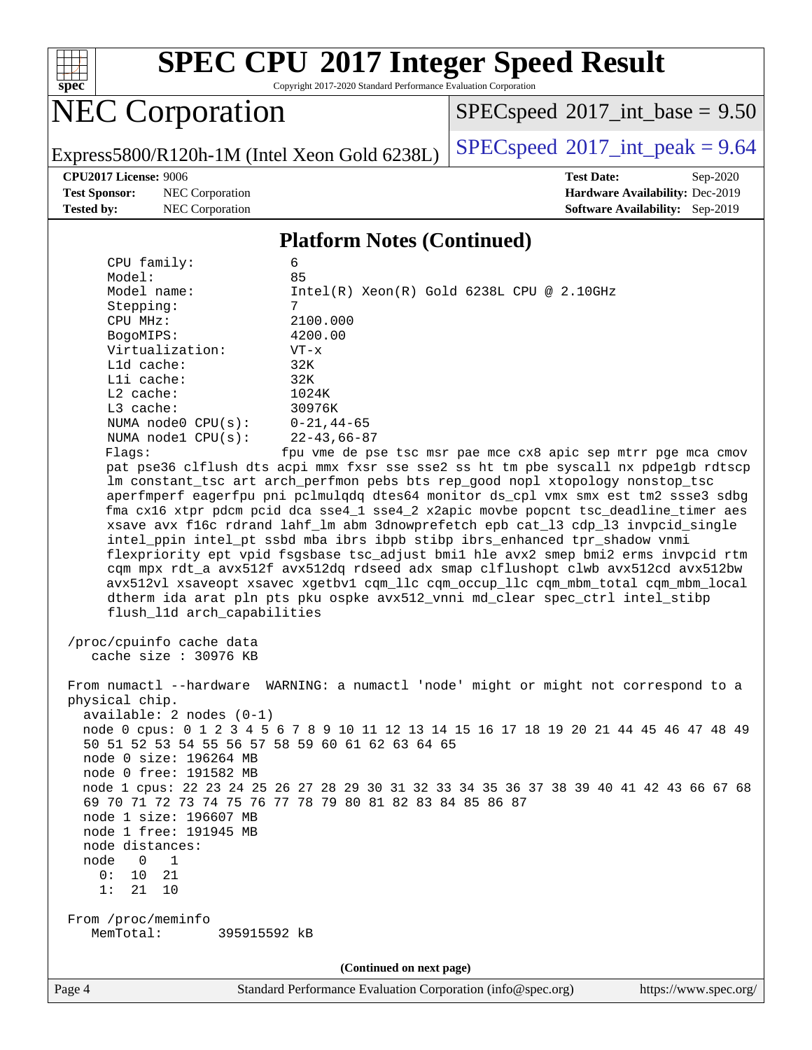## Platform Notes (Continued)

```
    CPU family:          6
    Model:               85
    Model name:          Intel(R) Xeon(R) Gold 6238L CPU @ 2.10GHz
    Stepping:            7
    CPU MHz:             2100.000
    BogoMIPS:            4200.00
    Virtualization:      VT-x
    L1d cache:           32K
    L1i cache:           32K
    L2 cache:            1024K
    L3 cache:            30976K
    NUMA node0 CPU(s):   0-21,44-65
    NUMA node1 CPU(s):   22-43,66-87
    Flags:              fpu vme de pse tsc msr pae mce cx8 apic sep mtrr pge mca cmov
    pat pse36 clflush dts acpi mmx fxsr sse sse2 ss ht tm pbe syscall nx pdpe1gb rdtscp
    lm constant_tsc art arch_perfmon pebs bts rep_good nopl xtopology nonstop_tsc
    aperfmperf eagerfpu pni pclmulqdq dtes64 monitor ds_cpl vmx smx est tm2 ssse3 sdbg
    fma cx16 xtpr pdcm pcid dca sse4_1 sse4_2 x2apic movbe popcnt tsc_deadline_timer aes
    xsave avx f16c rdrand lahf_lm abm 3dnowprefetch epb cat_l3 cdp_l3 invpcid_single
    intel_ppin intel_pt ssbd mba ibrs ibpb stibp ibrs_enhanced tpr_shadow vnmi
    flexpriority ept vpid fsgsbase tsc_adjust bmi1 hle avx2 smep bmi2 erms invpcid rtm
    cqm mpx rdt_a avx512f avx512dq rdseed adx smap clflushopt clwb avx512cd avx512bw
    avx512vl xsaveopt xsavec xgetbv1 cqm_llc cqm_occup_llc cqm_mbm_total cqm_mbm_local
    dtherm ida arat pln pts pku ospke avx512_vnni md_clear spec_ctrl intel_stibp
    flush_l1d arch_capabilities

 /proc/cpuinfo cache data
    cache size : 30976 KB

 From numactl --hardware  WARNING: a numactl 'node' might or might not correspond to a
 physical chip.
   available: 2 nodes (0-1)
   node 0 cpus: 0 1 2 3 4 5 6 7 8 9 10 11 12 13 14 15 16 17 18 19 20 21 44 45 46 47 48 49
   50 51 52 53 54 55 56 57 58 59 60 61 62 63 64 65
   node 0 size: 196264 MB
   node 0 free: 191582 MB
   node 1 cpus: 22 23 24 25 26 27 28 29 30 31 32 33 34 35 36 37 38 39 40 41 42 43 66 67 68
   69 70 71 72 73 74 75 76 77 78 79 80 81 82 83 84 85 86 87
   node 1 size: 196607 MB
   node 1 free: 191945 MB
   node distances:
   node   0   1
     0:  10  21
     1:  21  10

 From /proc/meminfo
    MemTotal:       395915592 kB
```

(Continued on next page)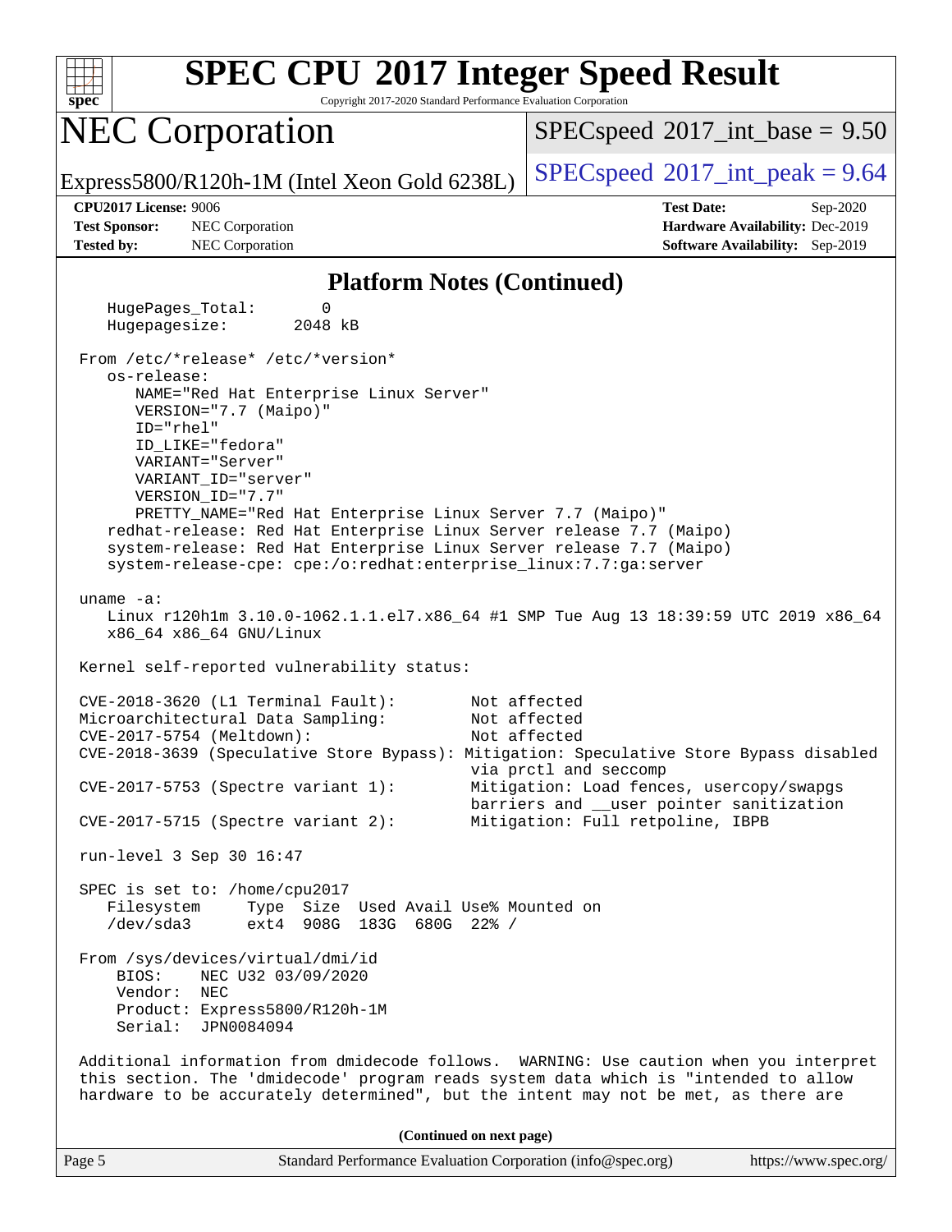## Platform Notes (Continued)

```
   HugePages_Total:       0
   Hugepagesize:       2048 kB

From /etc/*release* /etc/*version*
   os-release:
      NAME="Red Hat Enterprise Linux Server"
      VERSION="7.7 (Maipo)"
      ID="rhel"
      ID_LIKE="fedora"
      VARIANT="Server"
      VARIANT_ID="server"
      VERSION_ID="7.7"
      PRETTY_NAME="Red Hat Enterprise Linux Server 7.7 (Maipo)"
   redhat-release: Red Hat Enterprise Linux Server release 7.7 (Maipo)
   system-release: Red Hat Enterprise Linux Server release 7.7 (Maipo)
   system-release-cpe: cpe:/o:redhat:enterprise_linux:7.7:ga:server

uname -a:
   Linux r120h1m 3.10.0-1062.1.1.el7.x86_64 #1 SMP Tue Aug 13 18:39:59 UTC 2019 x86_64
   x86_64 x86_64 GNU/Linux

Kernel self-reported vulnerability status:

CVE-2018-3620 (L1 Terminal Fault):        Not affected
Microarchitectural Data Sampling:         Not affected
CVE-2017-5754 (Meltdown):                 Not affected
CVE-2018-3639 (Speculative Store Bypass): Mitigation: Speculative Store Bypass disabled
                                          via prctl and seccomp
CVE-2017-5753 (Spectre variant 1):        Mitigation: Load fences, usercopy/swapgs
                                          barriers and __user pointer sanitization
CVE-2017-5715 (Spectre variant 2):        Mitigation: Full retpoline, IBPB

run-level 3 Sep 30 16:47

SPEC is set to: /home/cpu2017
   Filesystem     Type  Size  Used Avail Use% Mounted on
   /dev/sda3      ext4  908G  183G  680G  22% /

From /sys/devices/virtual/dmi/id
    BIOS:    NEC U32 03/09/2020
    Vendor:  NEC
    Product: Express5800/R120h-1M
    Serial:  JPN0084094

Additional information from dmidecode follows.  WARNING: Use caution when you interpret
this section. The 'dmidecode' program reads system data which is "intended to allow
hardware to be accurately determined", but the intent may not be met, as there are
```

(Continued on next page)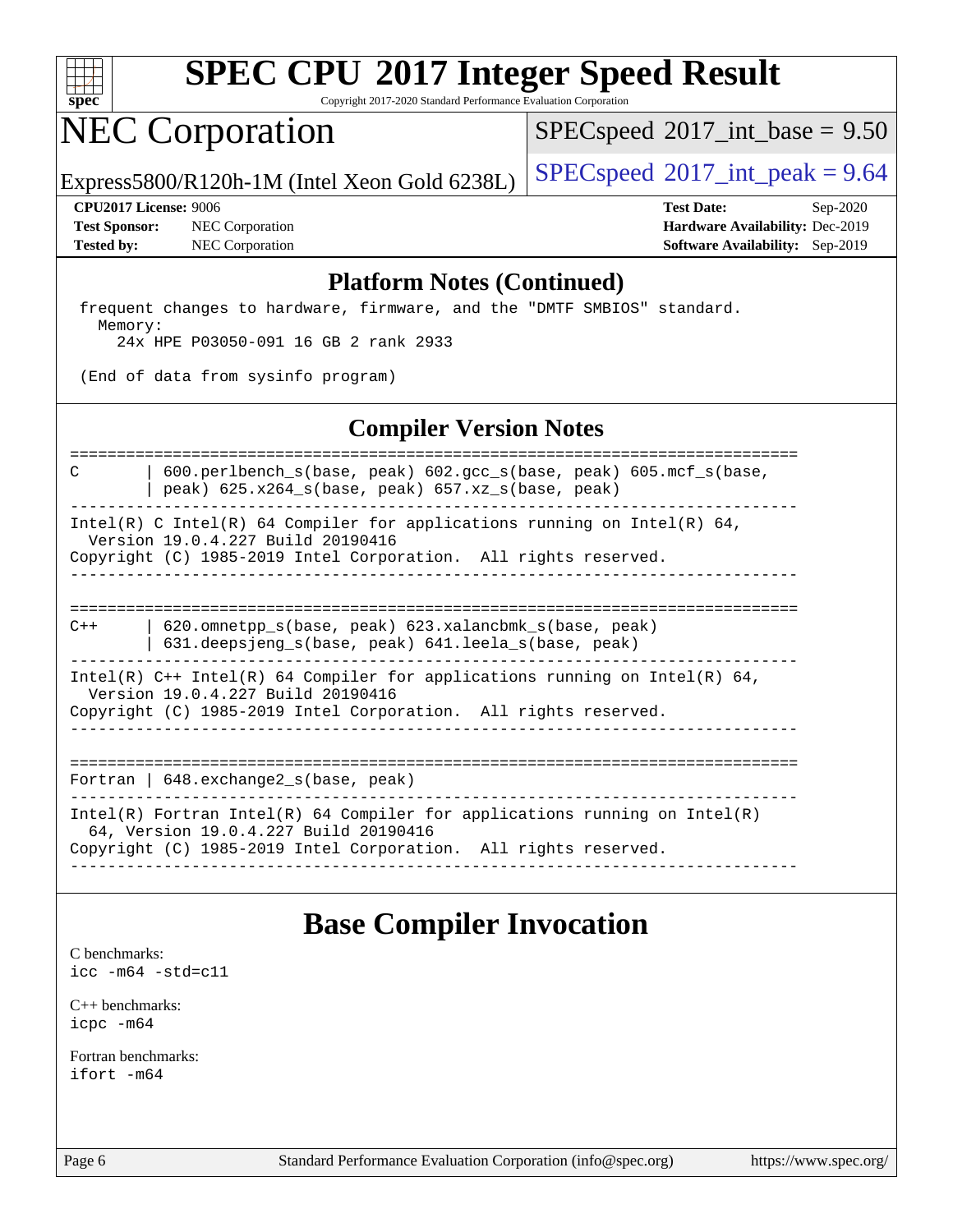# SPEC CPU 2017 Integer Speed Result

Copyright 2017-2020 Standard Performance Evaluation Corporation

# NEC Corporation

Express5800/R120h-1M (Intel Xeon Gold 6238L)

SPECspeed 2017_int_base = 9.50

SPECspeed 2017_int_peak = 9.64

**CPU2017 License:** 9006
**Test Sponsor:** NEC Corporation
**Tested by:** NEC Corporation

**Test Date:** Sep-2020
**Hardware Availability:** Dec-2019
**Software Availability:** Sep-2019

## Platform Notes (Continued)

```
 frequent changes to hardware, firmware, and the "DMTF SMBIOS" standard.
   Memory:
     24x HPE P03050-091 16 GB 2 rank 2933

 (End of data from sysinfo program)
```

## Compiler Version Notes

```
==============================================================================
C       | 600.perlbench_s(base, peak) 602.gcc_s(base, peak) 605.mcf_s(base,
        | peak) 625.x264_s(base, peak) 657.xz_s(base, peak)
------------------------------------------------------------------------------
Intel(R) C Intel(R) 64 Compiler for applications running on Intel(R) 64,
  Version 19.0.4.227 Build 20190416
Copyright (C) 1985-2019 Intel Corporation.  All rights reserved.
------------------------------------------------------------------------------

==============================================================================
C++     | 620.omnetpp_s(base, peak) 623.xalancbmk_s(base, peak)
        | 631.deepsjeng_s(base, peak) 641.leela_s(base, peak)
------------------------------------------------------------------------------
Intel(R) C++ Intel(R) 64 Compiler for applications running on Intel(R) 64,
  Version 19.0.4.227 Build 20190416
Copyright (C) 1985-2019 Intel Corporation.  All rights reserved.
------------------------------------------------------------------------------

==============================================================================
Fortran | 648.exchange2_s(base, peak)
------------------------------------------------------------------------------
Intel(R) Fortran Intel(R) 64 Compiler for applications running on Intel(R)
  64, Version 19.0.4.227 Build 20190416
Copyright (C) 1985-2019 Intel Corporation.  All rights reserved.
------------------------------------------------------------------------------
```

## Base Compiler Invocation

C benchmarks:
`icc -m64 -std=c11`

C++ benchmarks:
`icpc -m64`

Fortran benchmarks:
`ifort -m64`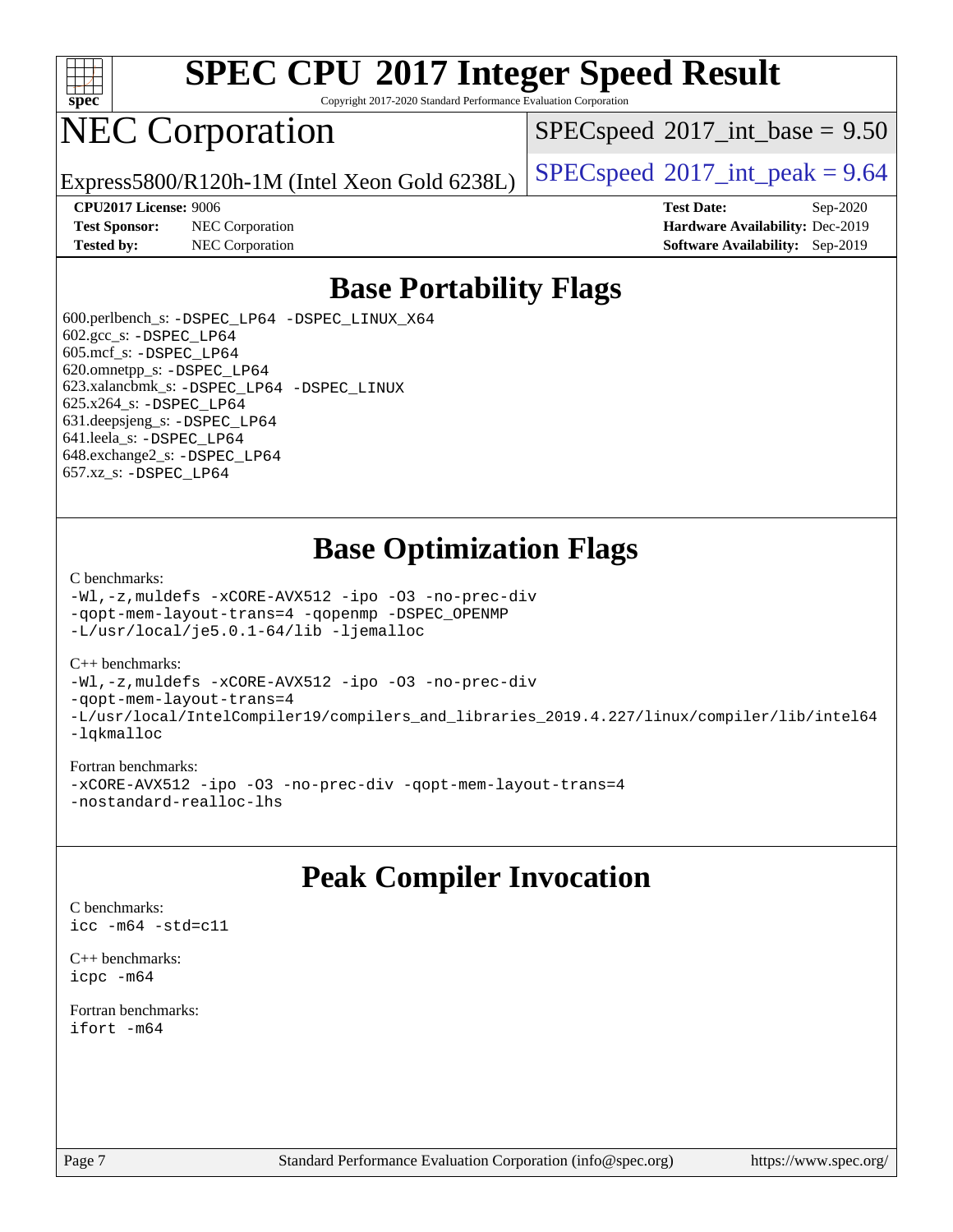# SPEC CPU 2017 Integer Speed Result

Copyright 2017-2020 Standard Performance Evaluation Corporation

# NEC Corporation

Express5800/R120h-1M (Intel Xeon Gold 6238L)

SPECspeed 2017_int_base = 9.50

SPECspeed 2017_int_peak = 9.64

**CPU2017 License:** 9006
**Test Sponsor:** NEC Corporation
**Tested by:** NEC Corporation

**Test Date:** Sep-2020
**Hardware Availability:** Dec-2019
**Software Availability:** Sep-2019

## Base Portability Flags

600.perlbench_s: -DSPEC_LP64 -DSPEC_LINUX_X64
602.gcc_s: -DSPEC_LP64
605.mcf_s: -DSPEC_LP64
620.omnetpp_s: -DSPEC_LP64
623.xalancbmk_s: -DSPEC_LP64 -DSPEC_LINUX
625.x264_s: -DSPEC_LP64
631.deepsjeng_s: -DSPEC_LP64
641.leela_s: -DSPEC_LP64
648.exchange2_s: -DSPEC_LP64
657.xz_s: -DSPEC_LP64

## Base Optimization Flags

C benchmarks:
-Wl,-z,muldefs -xCORE-AVX512 -ipo -O3 -no-prec-div
-qopt-mem-layout-trans=4 -qopenmp -DSPEC_OPENMP
-L/usr/local/je5.0.1-64/lib -ljemalloc

C++ benchmarks:
-Wl,-z,muldefs -xCORE-AVX512 -ipo -O3 -no-prec-div
-qopt-mem-layout-trans=4
-L/usr/local/IntelCompiler19/compilers_and_libraries_2019.4.227/linux/compiler/lib/intel64
-lqkmalloc

Fortran benchmarks:
-xCORE-AVX512 -ipo -O3 -no-prec-div -qopt-mem-layout-trans=4
-nostandard-realloc-lhs

## Peak Compiler Invocation

C benchmarks:
icc -m64 -std=c11

C++ benchmarks:
icpc -m64

Fortran benchmarks:
ifort -m64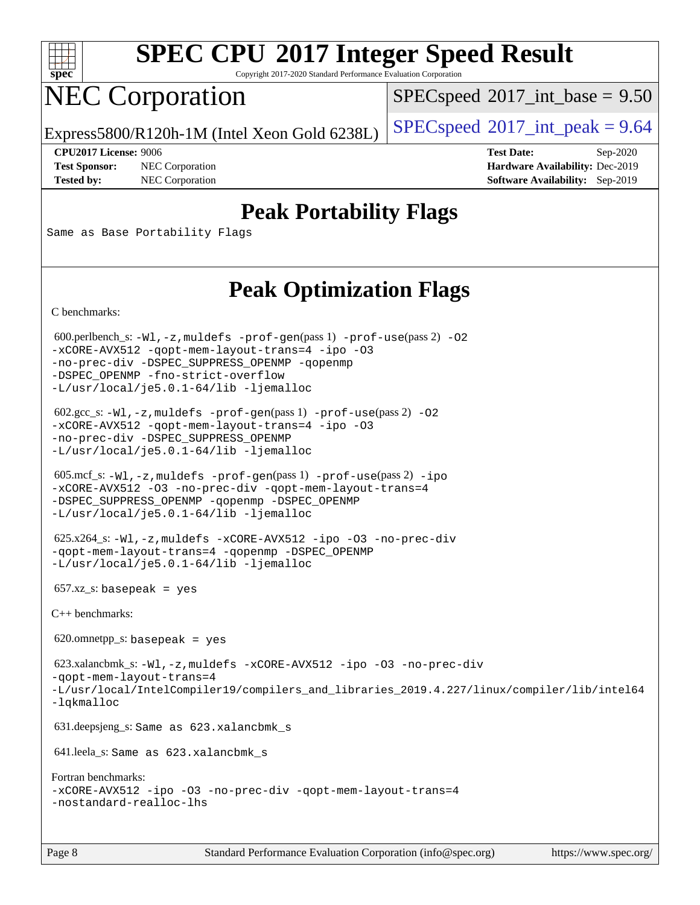# SPEC CPU 2017 Integer Speed Result

Copyright 2017-2020 Standard Performance Evaluation Corporation

# NEC Corporation

Express5800/R120h-1M (Intel Xeon Gold 6238L)

SPECspeed 2017_int_base = 9.50

SPECspeed 2017_int_peak = 9.64

**CPU2017 License:** 9006
**Test Sponsor:** NEC Corporation
**Tested by:** NEC Corporation

**Test Date:** Sep-2020
**Hardware Availability:** Dec-2019
**Software Availability:** Sep-2019

## Peak Portability Flags

Same as Base Portability Flags

## Peak Optimization Flags

C benchmarks:

600.perlbench_s: -Wl,-z,muldefs -prof-gen(pass 1) -prof-use(pass 2) -O2 -xCORE-AVX512 -qopt-mem-layout-trans=4 -ipo -O3 -no-prec-div -DSPEC_SUPPRESS_OPENMP -qopenmp -DSPEC_OPENMP -fno-strict-overflow -L/usr/local/je5.0.1-64/lib -ljemalloc

602.gcc_s: -Wl,-z,muldefs -prof-gen(pass 1) -prof-use(pass 2) -O2 -xCORE-AVX512 -qopt-mem-layout-trans=4 -ipo -O3 -no-prec-div -DSPEC_SUPPRESS_OPENMP -L/usr/local/je5.0.1-64/lib -ljemalloc

605.mcf_s: -Wl,-z,muldefs -prof-gen(pass 1) -prof-use(pass 2) -ipo -xCORE-AVX512 -O3 -no-prec-div -qopt-mem-layout-trans=4 -DSPEC_SUPPRESS_OPENMP -qopenmp -DSPEC_OPENMP -L/usr/local/je5.0.1-64/lib -ljemalloc

625.x264_s: -Wl,-z,muldefs -xCORE-AVX512 -ipo -O3 -no-prec-div -qopt-mem-layout-trans=4 -qopenmp -DSPEC_OPENMP -L/usr/local/je5.0.1-64/lib -ljemalloc

657.xz_s: basepeak = yes

C++ benchmarks:

620.omnetpp_s: basepeak = yes

623.xalancbmk_s: -Wl,-z,muldefs -xCORE-AVX512 -ipo -O3 -no-prec-div -qopt-mem-layout-trans=4 -L/usr/local/IntelCompiler19/compilers_and_libraries_2019.4.227/linux/compiler/lib/intel64 -lqkmalloc

631.deepsjeng_s: Same as 623.xalancbmk_s

641.leela_s: Same as 623.xalancbmk_s

Fortran benchmarks:
-xCORE-AVX512 -ipo -O3 -no-prec-div -qopt-mem-layout-trans=4 -nostandard-realloc-lhs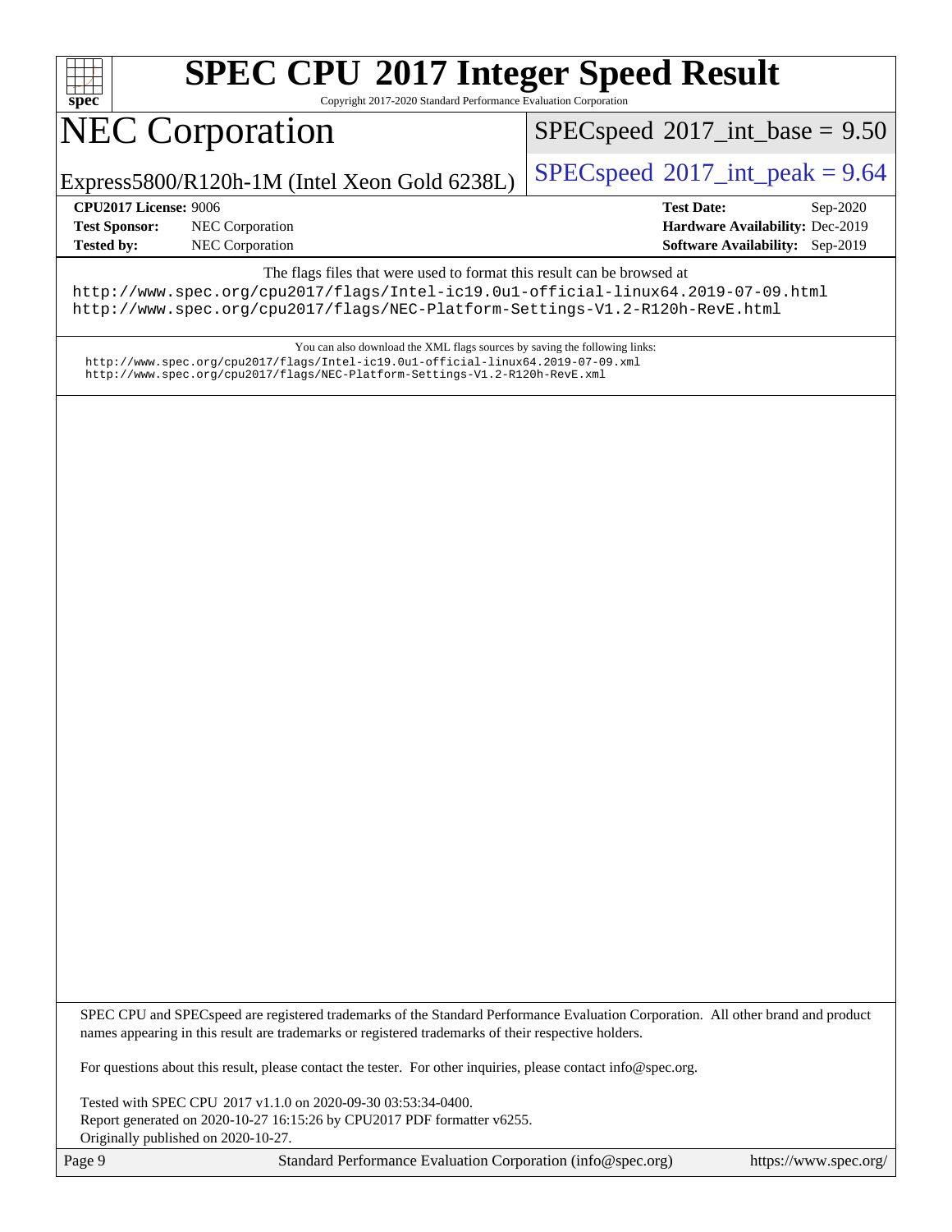# SPEC CPU 2017 Integer Speed Result

Copyright 2017-2020 Standard Performance Evaluation Corporation

## NEC Corporation

Express5800/R120h-1M (Intel Xeon Gold 6238L)

SPECspeed 2017_int_base = 9.50

SPECspeed 2017_int_peak = 9.64

**CPU2017 License:** 9006
**Test Sponsor:** NEC Corporation
**Tested by:** NEC Corporation

**Test Date:** Sep-2020
**Hardware Availability:** Dec-2019
**Software Availability:** Sep-2019

The flags files that were used to format this result can be browsed at

http://www.spec.org/cpu2017/flags/Intel-ic19.0u1-official-linux64.2019-07-09.html
http://www.spec.org/cpu2017/flags/NEC-Platform-Settings-V1.2-R120h-RevE.html

You can also download the XML flags sources by saving the following links:

http://www.spec.org/cpu2017/flags/Intel-ic19.0u1-official-linux64.2019-07-09.xml
http://www.spec.org/cpu2017/flags/NEC-Platform-Settings-V1.2-R120h-RevE.xml

SPEC CPU and SPECspeed are registered trademarks of the Standard Performance Evaluation Corporation. All other brand and product names appearing in this result are trademarks or registered trademarks of their respective holders.

For questions about this result, please contact the tester. For other inquiries, please contact info@spec.org.

Tested with SPEC CPU 2017 v1.1.0 on 2020-09-30 03:53:34-0400.
Report generated on 2020-10-27 16:15:26 by CPU2017 PDF formatter v6255.
Originally published on 2020-10-27.